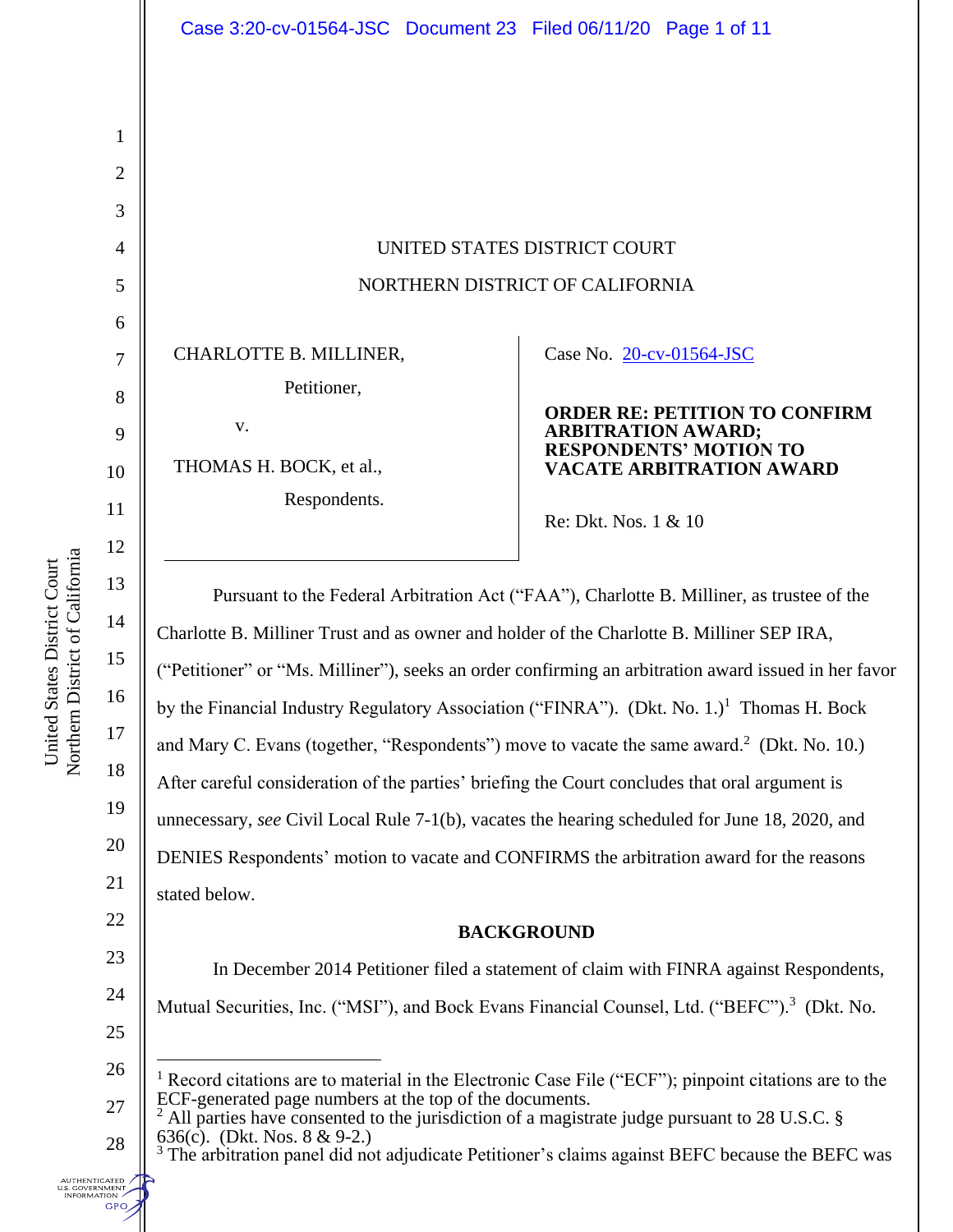UNITED STATES DISTRICT COURT

NORTHERN DISTRICT OF CALIFORNIA

CHARLOTTE B. MILLINER,

Petitioner,

v.

THOMAS H. BOCK, et al.,

Respondents.

Case No. 20-cv-01564-JSC

**ORDER RE: PETITION TO CONFIRM ARBITRATION AWARD; RESPONDENTS' MOTION TO VACATE ARBITRATION AWARD**

Re: Dkt. Nos. 1 & 10

Pursuant to the Federal Arbitration Act ("FAA"), Charlotte B. Milliner, as trustee of the Charlotte B. Milliner Trust and as owner and holder of the Charlotte B. Milliner SEP IRA, ("Petitioner" or "Ms. Milliner"), seeks an order confirming an arbitration award issued in her favor by the Financial Industry Regulatory Association ("FINRA"). (Dkt. No. 1.)[1] Thomas H. Bock and Mary C. Evans (together, "Respondents") move to vacate the same award.[2] (Dkt. No. 10.) After careful consideration of the parties' briefing the Court concludes that oral argument is unnecessary, *see* Civil Local Rule 7-1(b), vacates the hearing scheduled for June 18, 2020, and DENIES Respondents' motion to vacate and CONFIRMS the arbitration award for the reasons stated below.

## BACKGROUND

In December 2014 Petitioner filed a statement of claim with FINRA against Respondents, Mutual Securities, Inc. ("MSI"), and Bock Evans Financial Counsel, Ltd. ("BEFC").[3] (Dkt. No.

---

[1] Record citations are to material in the Electronic Case File ("ECF"); pinpoint citations are to the ECF-generated page numbers at the top of the documents.

[2] All parties have consented to the jurisdiction of a magistrate judge pursuant to 28 U.S.C. § 636(c). (Dkt. Nos. 8 & 9-2.)

[3] The arbitration panel did not adjudicate Petitioner's claims against BEFC because the BEFC was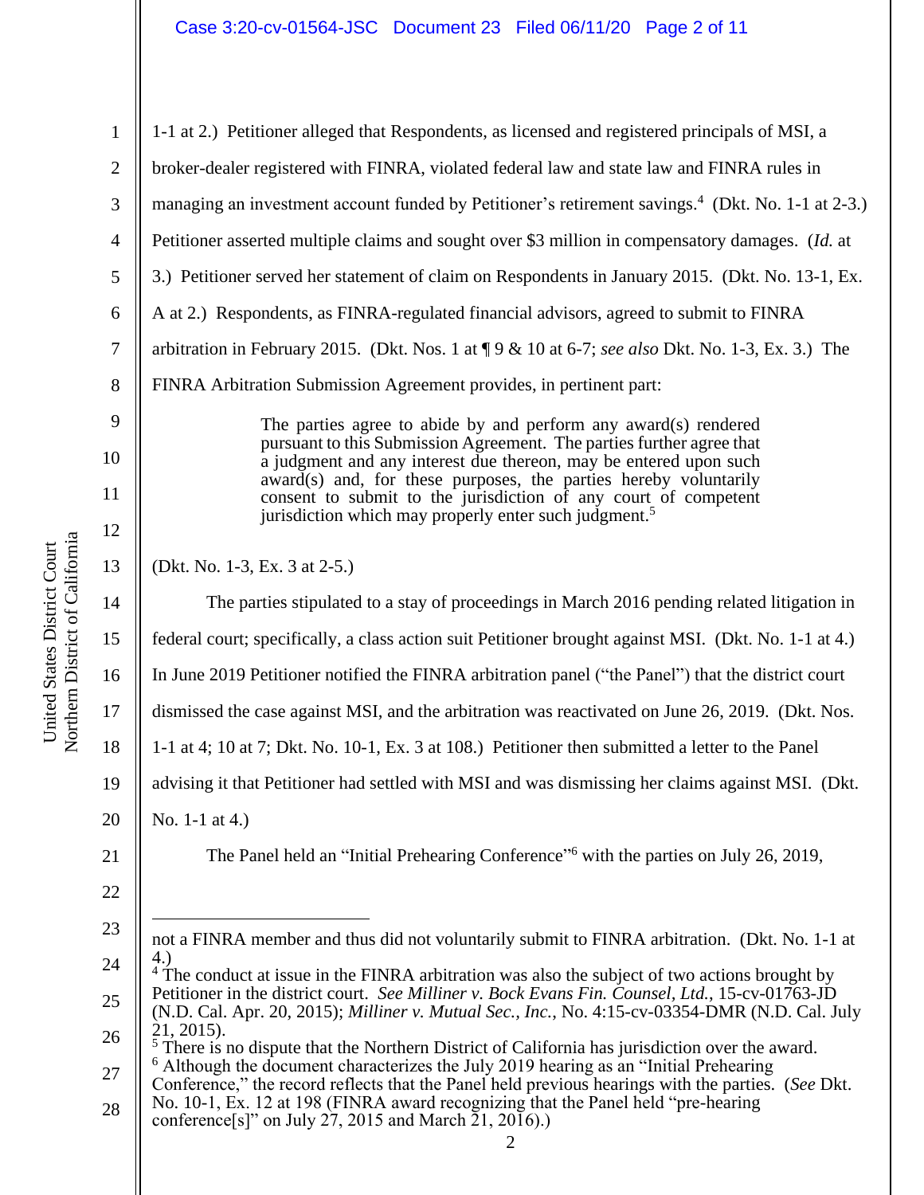1-1 at 2.) Petitioner alleged that Respondents, as licensed and registered principals of MSI, a broker-dealer registered with FINRA, violated federal law and state law and FINRA rules in managing an investment account funded by Petitioner's retirement savings.[4] (Dkt. No. 1-1 at 2-3.) Petitioner asserted multiple claims and sought over $3 million in compensatory damages. (*Id.* at 3.) Petitioner served her statement of claim on Respondents in January 2015. (Dkt. No. 13-1, Ex. A at 2.) Respondents, as FINRA-regulated financial advisors, agreed to submit to FINRA arbitration in February 2015. (Dkt. Nos. 1 at ¶ 9 & 10 at 6-7; *see also* Dkt. No. 1-3, Ex. 3.) The FINRA Arbitration Submission Agreement provides, in pertinent part:

> The parties agree to abide by and perform any award(s) rendered pursuant to this Submission Agreement. The parties further agree that a judgment and any interest due thereon, may be entered upon such award(s) and, for these purposes, the parties hereby voluntarily consent to submit to the jurisdiction of any court of competent jurisdiction which may properly enter such judgment.[5]

(Dkt. No. 1-3, Ex. 3 at 2-5.)

The parties stipulated to a stay of proceedings in March 2016 pending related litigation in federal court; specifically, a class action suit Petitioner brought against MSI. (Dkt. No. 1-1 at 4.) In June 2019 Petitioner notified the FINRA arbitration panel ("the Panel") that the district court dismissed the case against MSI, and the arbitration was reactivated on June 26, 2019. (Dkt. Nos. 1-1 at 4; 10 at 7; Dkt. No. 10-1, Ex. 3 at 108.) Petitioner then submitted a letter to the Panel advising it that Petitioner had settled with MSI and was dismissing her claims against MSI. (Dkt. No. 1-1 at 4.)

The Panel held an "Initial Prehearing Conference"[6] with the parties on July 26, 2019,

---

not a FINRA member and thus did not voluntarily submit to FINRA arbitration. (Dkt. No. 1-1 at 4.)

[4] The conduct at issue in the FINRA arbitration was also the subject of two actions brought by Petitioner in the district court. *See Milliner v. Bock Evans Fin. Counsel, Ltd.*, 15-cv-01763-JD (N.D. Cal. Apr. 20, 2015); *Milliner v. Mutual Sec., Inc.*, No. 4:15-cv-03354-DMR (N.D. Cal. July 21, 2015).

[5] There is no dispute that the Northern District of California has jurisdiction over the award.

[6] Although the document characterizes the July 2019 hearing as an "Initial Prehearing Conference," the record reflects that the Panel held previous hearings with the parties. (*See* Dkt. No. 10-1, Ex. 12 at 198 (FINRA award recognizing that the Panel held "pre-hearing conference[s]" on July 27, 2015 and March 21, 2016).)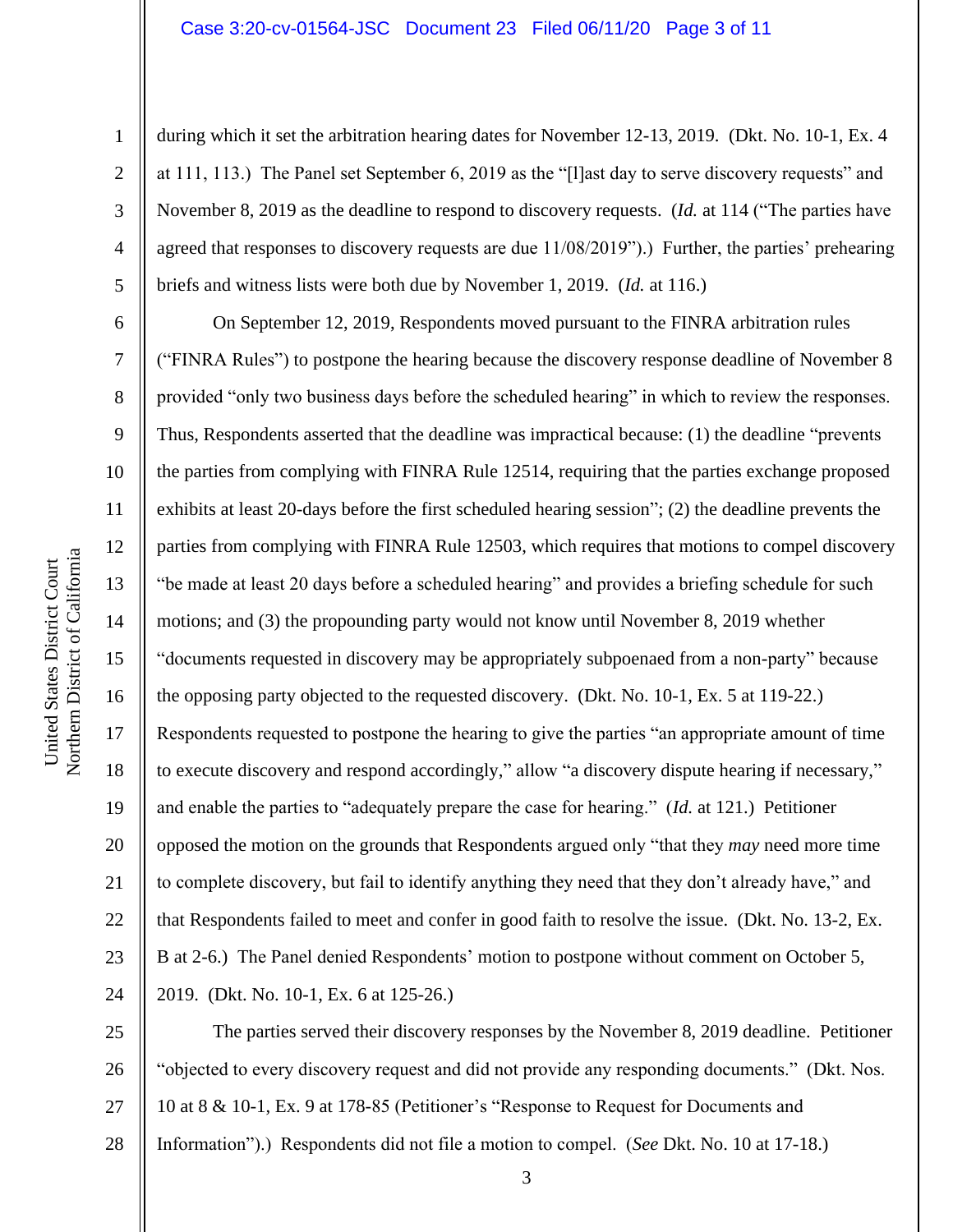during which it set the arbitration hearing dates for November 12-13, 2019. (Dkt. No. 10-1, Ex. 4 at 111, 113.) The Panel set September 6, 2019 as the "[l]ast day to serve discovery requests" and November 8, 2019 as the deadline to respond to discovery requests. (*Id.* at 114 ("The parties have agreed that responses to discovery requests are due 11/08/2019").) Further, the parties' prehearing briefs and witness lists were both due by November 1, 2019. (*Id.* at 116.)

On September 12, 2019, Respondents moved pursuant to the FINRA arbitration rules ("FINRA Rules") to postpone the hearing because the discovery response deadline of November 8 provided "only two business days before the scheduled hearing" in which to review the responses. Thus, Respondents asserted that the deadline was impractical because: (1) the deadline "prevents the parties from complying with FINRA Rule 12514, requiring that the parties exchange proposed exhibits at least 20-days before the first scheduled hearing session"; (2) the deadline prevents the parties from complying with FINRA Rule 12503, which requires that motions to compel discovery "be made at least 20 days before a scheduled hearing" and provides a briefing schedule for such motions; and (3) the propounding party would not know until November 8, 2019 whether "documents requested in discovery may be appropriately subpoenaed from a non-party" because the opposing party objected to the requested discovery. (Dkt. No. 10-1, Ex. 5 at 119-22.) Respondents requested to postpone the hearing to give the parties "an appropriate amount of time to execute discovery and respond accordingly," allow "a discovery dispute hearing if necessary," and enable the parties to "adequately prepare the case for hearing." (*Id.* at 121.) Petitioner opposed the motion on the grounds that Respondents argued only "that they *may* need more time to complete discovery, but fail to identify anything they need that they don't already have," and that Respondents failed to meet and confer in good faith to resolve the issue. (Dkt. No. 13-2, Ex. B at 2-6.) The Panel denied Respondents' motion to postpone without comment on October 5, 2019. (Dkt. No. 10-1, Ex. 6 at 125-26.)

The parties served their discovery responses by the November 8, 2019 deadline. Petitioner "objected to every discovery request and did not provide any responding documents." (Dkt. Nos. 10 at 8 & 10-1, Ex. 9 at 178-85 (Petitioner's "Response to Request for Documents and Information").) Respondents did not file a motion to compel. (*See* Dkt. No. 10 at 17-18.)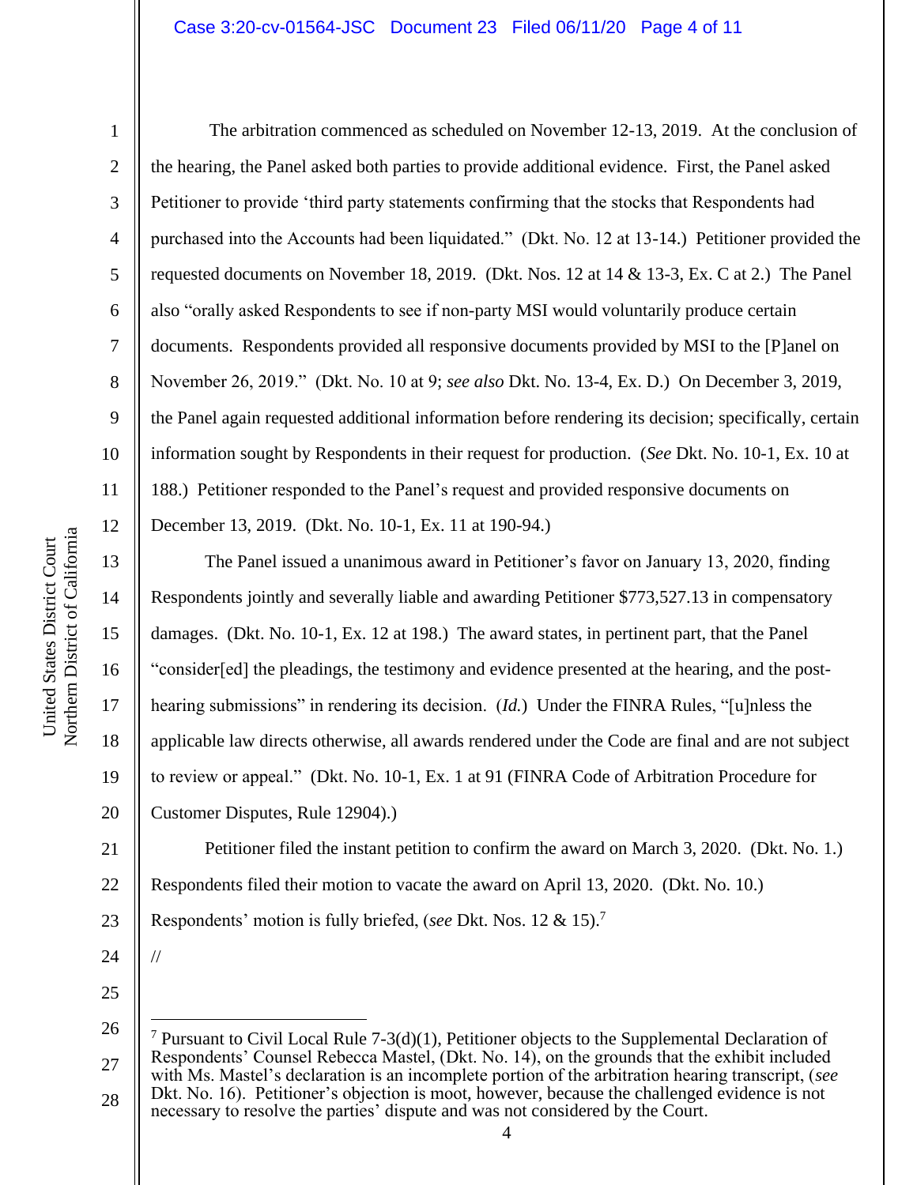The arbitration commenced as scheduled on November 12-13, 2019. At the conclusion of the hearing, the Panel asked both parties to provide additional evidence. First, the Panel asked Petitioner to provide 'third party statements confirming that the stocks that Respondents had purchased into the Accounts had been liquidated." (Dkt. No. 12 at 13-14.) Petitioner provided the requested documents on November 18, 2019. (Dkt. Nos. 12 at 14 & 13-3, Ex. C at 2.) The Panel also "orally asked Respondents to see if non-party MSI would voluntarily produce certain documents. Respondents provided all responsive documents provided by MSI to the [P]anel on November 26, 2019." (Dkt. No. 10 at 9; *see also* Dkt. No. 13-4, Ex. D.) On December 3, 2019, the Panel again requested additional information before rendering its decision; specifically, certain information sought by Respondents in their request for production. (*See* Dkt. No. 10-1, Ex. 10 at 188.) Petitioner responded to the Panel's request and provided responsive documents on December 13, 2019. (Dkt. No. 10-1, Ex. 11 at 190-94.)

The Panel issued a unanimous award in Petitioner's favor on January 13, 2020, finding Respondents jointly and severally liable and awarding Petitioner $773,527.13 in compensatory damages. (Dkt. No. 10-1, Ex. 12 at 198.) The award states, in pertinent part, that the Panel "consider[ed] the pleadings, the testimony and evidence presented at the hearing, and the post-hearing submissions" in rendering its decision. (*Id.*) Under the FINRA Rules, "[u]nless the applicable law directs otherwise, all awards rendered under the Code are final and are not subject to review or appeal." (Dkt. No. 10-1, Ex. 1 at 91 (FINRA Code of Arbitration Procedure for Customer Disputes, Rule 12904).)

Petitioner filed the instant petition to confirm the award on March 3, 2020. (Dkt. No. 1.) Respondents filed their motion to vacate the award on April 13, 2020. (Dkt. No. 10.) Respondents' motion is fully briefed, (*see* Dkt. Nos. 12 & 15).[7]

//

[7] Pursuant to Civil Local Rule 7-3(d)(1), Petitioner objects to the Supplemental Declaration of Respondents' Counsel Rebecca Mastel, (Dkt. No. 14), on the grounds that the exhibit included with Ms. Mastel's declaration is an incomplete portion of the arbitration hearing transcript, (*see* Dkt. No. 16). Petitioner's objection is moot, however, because the challenged evidence is not necessary to resolve the parties' dispute and was not considered by the Court.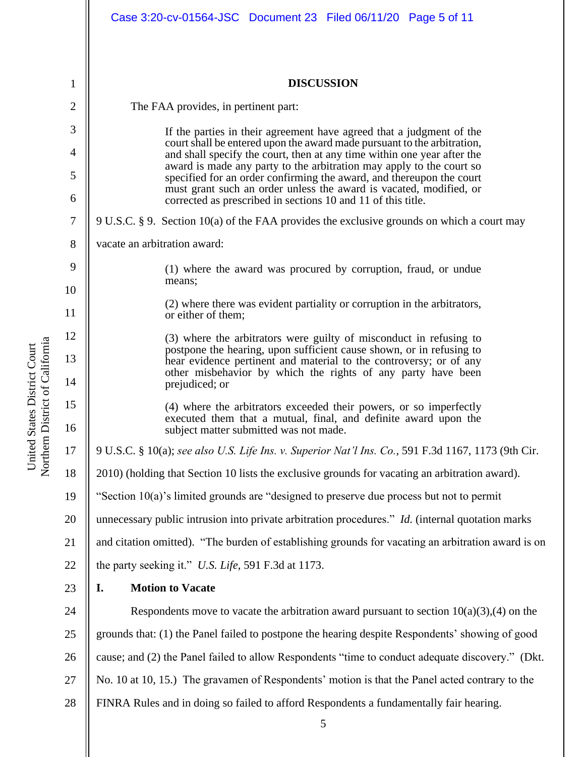## DISCUSSION

The FAA provides, in pertinent part:

> If the parties in their agreement have agreed that a judgment of the court shall be entered upon the award made pursuant to the arbitration, and shall specify the court, then at any time within one year after the award is made any party to the arbitration may apply to the court so specified for an order confirming the award, and thereupon the court must grant such an order unless the award is vacated, modified, or corrected as prescribed in sections 10 and 11 of this title.

9 U.S.C. § 9. Section 10(a) of the FAA provides the exclusive grounds on which a court may vacate an arbitration award:

> (1) where the award was procured by corruption, fraud, or undue means;
>
> (2) where there was evident partiality or corruption in the arbitrators, or either of them;
>
> (3) where the arbitrators were guilty of misconduct in refusing to postpone the hearing, upon sufficient cause shown, or in refusing to hear evidence pertinent and material to the controversy; or of any other misbehavior by which the rights of any party have been prejudiced; or
>
> (4) where the arbitrators exceeded their powers, or so imperfectly executed them that a mutual, final, and definite award upon the subject matter submitted was not made.

9 U.S.C. § 10(a); *see also U.S. Life Ins. v. Superior Nat'l Ins. Co.*, 591 F.3d 1167, 1173 (9th Cir. 2010) (holding that Section 10 lists the exclusive grounds for vacating an arbitration award). "Section 10(a)'s limited grounds are "designed to preserve due process but not to permit unnecessary public intrusion into private arbitration procedures." *Id.* (internal quotation marks and citation omitted). "The burden of establishing grounds for vacating an arbitration award is on the party seeking it." *U.S. Life*, 591 F.3d at 1173.

### I. Motion to Vacate

Respondents move to vacate the arbitration award pursuant to section 10(a)(3),(4) on the grounds that: (1) the Panel failed to postpone the hearing despite Respondents' showing of good cause; and (2) the Panel failed to allow Respondents "time to conduct adequate discovery." (Dkt. No. 10 at 10, 15.) The gravamen of Respondents' motion is that the Panel acted contrary to the FINRA Rules and in doing so failed to afford Respondents a fundamentally fair hearing.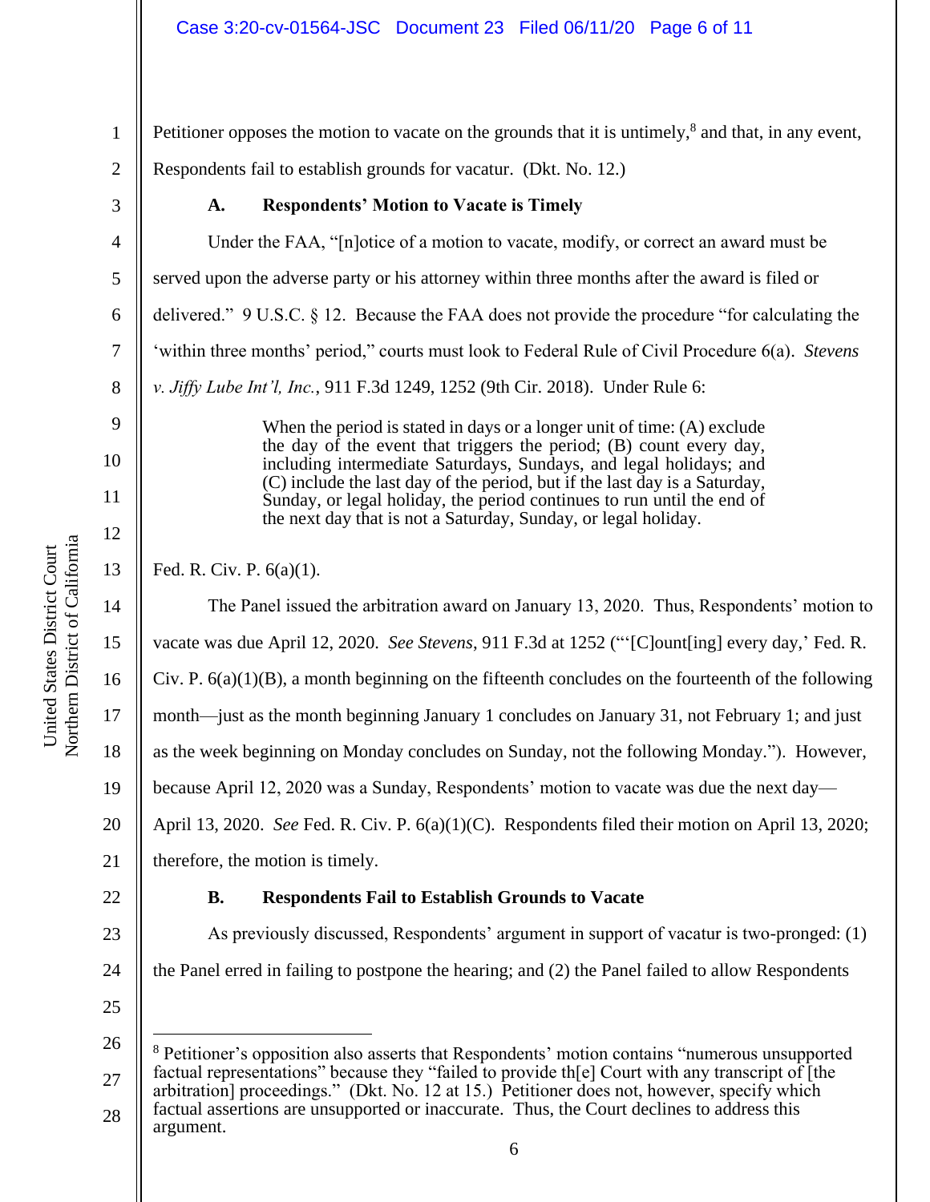Petitioner opposes the motion to vacate on the grounds that it is untimely,[8] and that, in any event, Respondents fail to establish grounds for vacatur. (Dkt. No. 12.)

### A. Respondents' Motion to Vacate is Timely

Under the FAA, "[n]otice of a motion to vacate, modify, or correct an award must be served upon the adverse party or his attorney within three months after the award is filed or delivered." 9 U.S.C. § 12. Because the FAA does not provide the procedure "for calculating the 'within three months' period," courts must look to Federal Rule of Civil Procedure 6(a). *Stevens v. Jiffy Lube Int'l, Inc.*, 911 F.3d 1249, 1252 (9th Cir. 2018). Under Rule 6:

> When the period is stated in days or a longer unit of time: (A) exclude the day of the event that triggers the period; (B) count every day, including intermediate Saturdays, Sundays, and legal holidays; and (C) include the last day of the period, but if the last day is a Saturday, Sunday, or legal holiday, the period continues to run until the end of the next day that is not a Saturday, Sunday, or legal holiday.

Fed. R. Civ. P. 6(a)(1).

The Panel issued the arbitration award on January 13, 2020. Thus, Respondents' motion to vacate was due April 12, 2020. *See Stevens*, 911 F.3d at 1252 ("'[C]ount[ing] every day,' Fed. R. Civ. P. 6(a)(1)(B), a month beginning on the fifteenth concludes on the fourteenth of the following month—just as the month beginning January 1 concludes on January 31, not February 1; and just as the week beginning on Monday concludes on Sunday, not the following Monday."). However, because April 12, 2020 was a Sunday, Respondents' motion to vacate was due the next day—April 13, 2020. *See* Fed. R. Civ. P. 6(a)(1)(C). Respondents filed their motion on April 13, 2020; therefore, the motion is timely.

### B. Respondents Fail to Establish Grounds to Vacate

As previously discussed, Respondents' argument in support of vacatur is two-pronged: (1) the Panel erred in failing to postpone the hearing; and (2) the Panel failed to allow Respondents

---

[8] Petitioner's opposition also asserts that Respondents' motion contains "numerous unsupported factual representations" because they "failed to provide th[e] Court with any transcript of [the arbitration] proceedings." (Dkt. No. 12 at 15.) Petitioner does not, however, specify which factual assertions are unsupported or inaccurate. Thus, the Court declines to address this argument.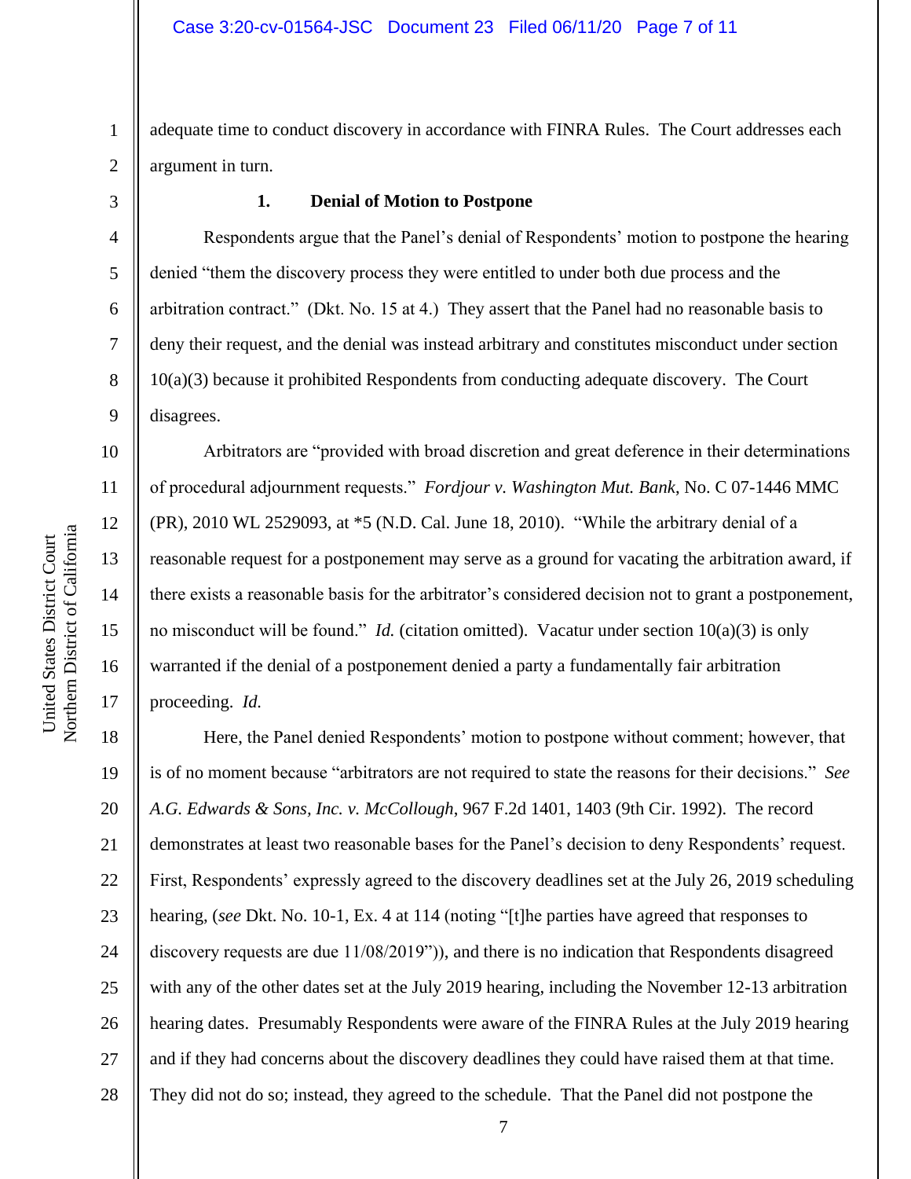adequate time to conduct discovery in accordance with FINRA Rules. The Court addresses each argument in turn.

### 1. Denial of Motion to Postpone

Respondents argue that the Panel's denial of Respondents' motion to postpone the hearing denied "them the discovery process they were entitled to under both due process and the arbitration contract." (Dkt. No. 15 at 4.) They assert that the Panel had no reasonable basis to deny their request, and the denial was instead arbitrary and constitutes misconduct under section 10(a)(3) because it prohibited Respondents from conducting adequate discovery. The Court disagrees.

Arbitrators are "provided with broad discretion and great deference in their determinations of procedural adjournment requests." *Fordjour v. Washington Mut. Bank*, No. C 07-1446 MMC (PR), 2010 WL 2529093, at *5 (N.D. Cal. June 18, 2010). "While the arbitrary denial of a reasonable request for a postponement may serve as a ground for vacating the arbitration award, if there exists a reasonable basis for the arbitrator's considered decision not to grant a postponement, no misconduct will be found." *Id.* (citation omitted). Vacatur under section 10(a)(3) is only warranted if the denial of a postponement denied a party a fundamentally fair arbitration proceeding. *Id.*

Here, the Panel denied Respondents' motion to postpone without comment; however, that is of no moment because "arbitrators are not required to state the reasons for their decisions." *See A.G. Edwards & Sons, Inc. v. McCollough*, 967 F.2d 1401, 1403 (9th Cir. 1992). The record demonstrates at least two reasonable bases for the Panel's decision to deny Respondents' request. First, Respondents' expressly agreed to the discovery deadlines set at the July 26, 2019 scheduling hearing, (*see* Dkt. No. 10-1, Ex. 4 at 114 (noting "[t]he parties have agreed that responses to discovery requests are due 11/08/2019")), and there is no indication that Respondents disagreed with any of the other dates set at the July 2019 hearing, including the November 12-13 arbitration hearing dates. Presumably Respondents were aware of the FINRA Rules at the July 2019 hearing and if they had concerns about the discovery deadlines they could have raised them at that time. They did not do so; instead, they agreed to the schedule. That the Panel did not postpone the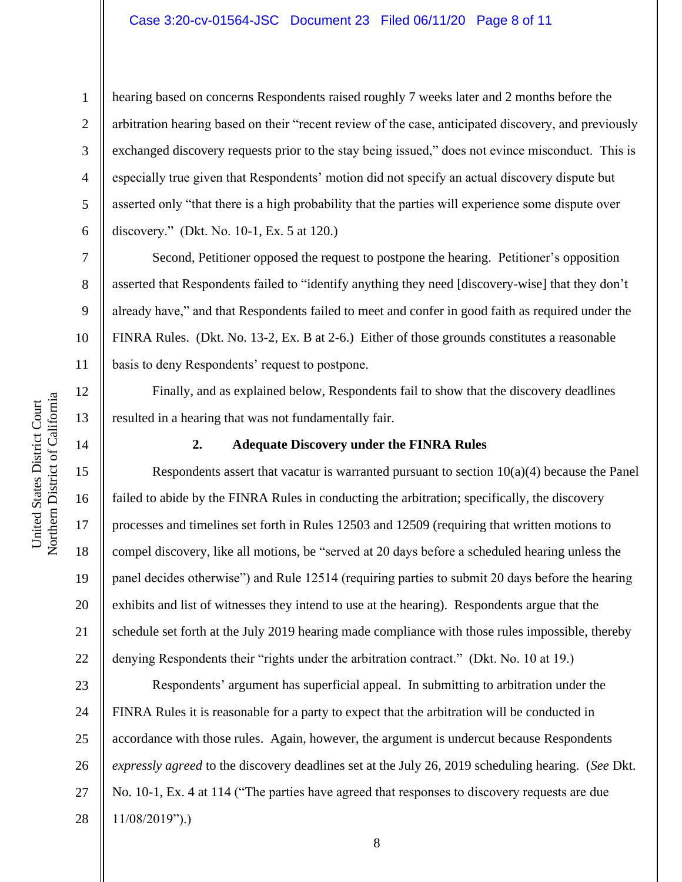hearing based on concerns Respondents raised roughly 7 weeks later and 2 months before the arbitration hearing based on their "recent review of the case, anticipated discovery, and previously exchanged discovery requests prior to the stay being issued," does not evince misconduct. This is especially true given that Respondents' motion did not specify an actual discovery dispute but asserted only "that there is a high probability that the parties will experience some dispute over discovery." (Dkt. No. 10-1, Ex. 5 at 120.)

Second, Petitioner opposed the request to postpone the hearing. Petitioner's opposition asserted that Respondents failed to "identify anything they need [discovery-wise] that they don't already have," and that Respondents failed to meet and confer in good faith as required under the FINRA Rules. (Dkt. No. 13-2, Ex. B at 2-6.) Either of those grounds constitutes a reasonable basis to deny Respondents' request to postpone.

Finally, and as explained below, Respondents fail to show that the discovery deadlines resulted in a hearing that was not fundamentally fair.

**2. Adequate Discovery under the FINRA Rules**

Respondents assert that vacatur is warranted pursuant to section 10(a)(4) because the Panel failed to abide by the FINRA Rules in conducting the arbitration; specifically, the discovery processes and timelines set forth in Rules 12503 and 12509 (requiring that written motions to compel discovery, like all motions, be "served at 20 days before a scheduled hearing unless the panel decides otherwise") and Rule 12514 (requiring parties to submit 20 days before the hearing exhibits and list of witnesses they intend to use at the hearing). Respondents argue that the schedule set forth at the July 2019 hearing made compliance with those rules impossible, thereby denying Respondents their "rights under the arbitration contract." (Dkt. No. 10 at 19.)

Respondents' argument has superficial appeal. In submitting to arbitration under the FINRA Rules it is reasonable for a party to expect that the arbitration will be conducted in accordance with those rules. Again, however, the argument is undercut because Respondents *expressly agreed* to the discovery deadlines set at the July 26, 2019 scheduling hearing. (*See* Dkt. No. 10-1, Ex. 4 at 114 ("The parties have agreed that responses to discovery requests are due 11/08/2019").)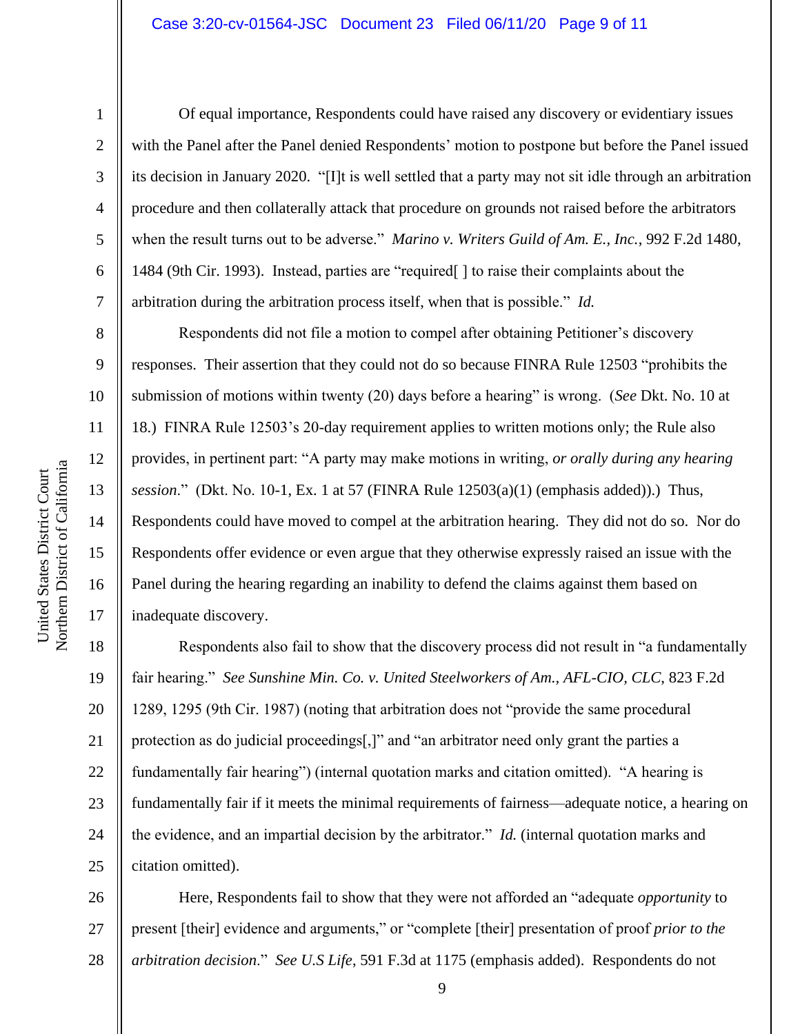Of equal importance, Respondents could have raised any discovery or evidentiary issues with the Panel after the Panel denied Respondents' motion to postpone but before the Panel issued its decision in January 2020. "[I]t is well settled that a party may not sit idle through an arbitration procedure and then collaterally attack that procedure on grounds not raised before the arbitrators when the result turns out to be adverse." *Marino v. Writers Guild of Am. E., Inc.*, 992 F.2d 1480, 1484 (9th Cir. 1993). Instead, parties are "required[ ] to raise their complaints about the arbitration during the arbitration process itself, when that is possible." *Id.*

Respondents did not file a motion to compel after obtaining Petitioner's discovery responses. Their assertion that they could not do so because FINRA Rule 12503 "prohibits the submission of motions within twenty (20) days before a hearing" is wrong. (*See* Dkt. No. 10 at 18.) FINRA Rule 12503's 20-day requirement applies to written motions only; the Rule also provides, in pertinent part: "A party may make motions in writing, *or orally during any hearing session*." (Dkt. No. 10-1, Ex. 1 at 57 (FINRA Rule 12503(a)(1) (emphasis added)).) Thus, Respondents could have moved to compel at the arbitration hearing. They did not do so. Nor do Respondents offer evidence or even argue that they otherwise expressly raised an issue with the Panel during the hearing regarding an inability to defend the claims against them based on inadequate discovery.

Respondents also fail to show that the discovery process did not result in "a fundamentally fair hearing." *See Sunshine Min. Co. v. United Steelworkers of Am., AFL-CIO, CLC*, 823 F.2d 1289, 1295 (9th Cir. 1987) (noting that arbitration does not "provide the same procedural protection as do judicial proceedings[,]" and "an arbitrator need only grant the parties a fundamentally fair hearing") (internal quotation marks and citation omitted). "A hearing is fundamentally fair if it meets the minimal requirements of fairness—adequate notice, a hearing on the evidence, and an impartial decision by the arbitrator." *Id.* (internal quotation marks and citation omitted).

Here, Respondents fail to show that they were not afforded an "adequate *opportunity* to present [their] evidence and arguments," or "complete [their] presentation of proof *prior to the arbitration decision*." *See U.S Life*, 591 F.3d at 1175 (emphasis added). Respondents do not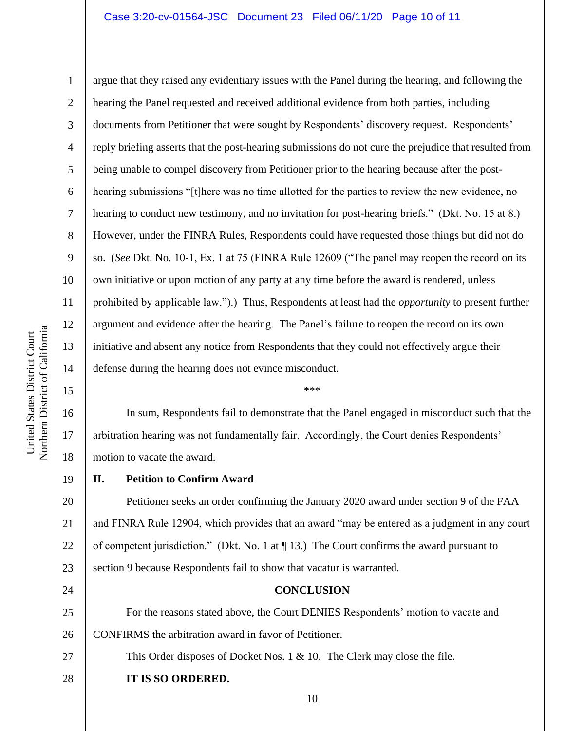argue that they raised any evidentiary issues with the Panel during the hearing, and following the hearing the Panel requested and received additional evidence from both parties, including documents from Petitioner that were sought by Respondents' discovery request. Respondents' reply briefing asserts that the post-hearing submissions do not cure the prejudice that resulted from being unable to compel discovery from Petitioner prior to the hearing because after the post-hearing submissions "[t]here was no time allotted for the parties to review the new evidence, no hearing to conduct new testimony, and no invitation for post-hearing briefs." (Dkt. No. 15 at 8.) However, under the FINRA Rules, Respondents could have requested those things but did not do so. (*See* Dkt. No. 10-1, Ex. 1 at 75 (FINRA Rule 12609 ("The panel may reopen the record on its own initiative or upon motion of any party at any time before the award is rendered, unless prohibited by applicable law.").) Thus, Respondents at least had the *opportunity* to present further argument and evidence after the hearing. The Panel's failure to reopen the record on its own initiative and absent any notice from Respondents that they could not effectively argue their defense during the hearing does not evince misconduct.

***

In sum, Respondents fail to demonstrate that the Panel engaged in misconduct such that the arbitration hearing was not fundamentally fair. Accordingly, the Court denies Respondents' motion to vacate the award.

## II. Petition to Confirm Award

Petitioner seeks an order confirming the January 2020 award under section 9 of the FAA and FINRA Rule 12904, which provides that an award "may be entered as a judgment in any court of competent jurisdiction." (Dkt. No. 1 at ¶ 13.) The Court confirms the award pursuant to section 9 because Respondents fail to show that vacatur is warranted.

## CONCLUSION

For the reasons stated above, the Court DENIES Respondents' motion to vacate and CONFIRMS the arbitration award in favor of Petitioner.

This Order disposes of Docket Nos. 1 & 10. The Clerk may close the file.

**IT IS SO ORDERED.**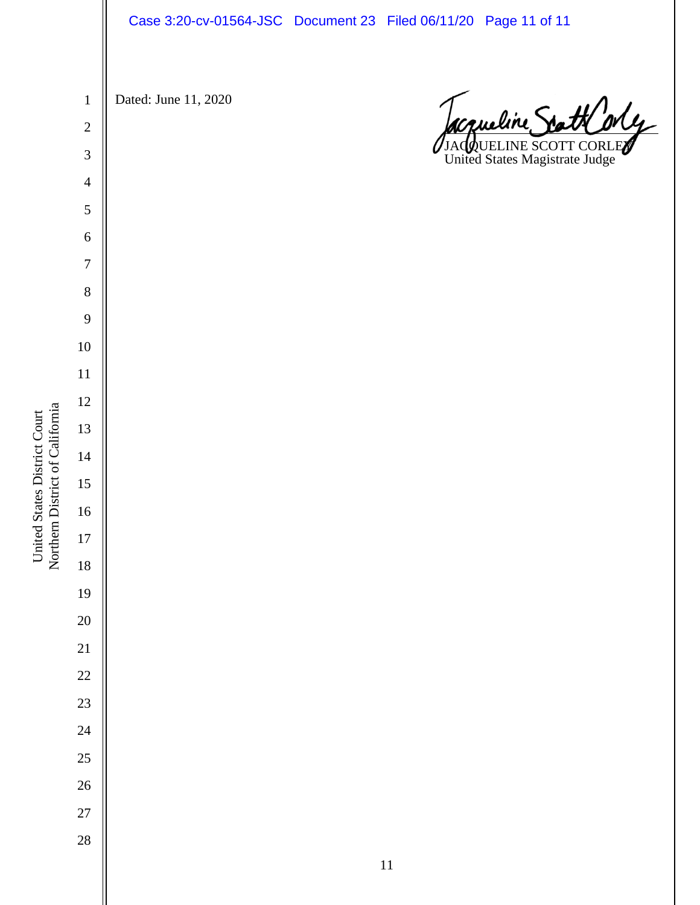Dated: June 11, 2020

JACQUELINE SCOTT CORLEY
United States Magistrate Judge